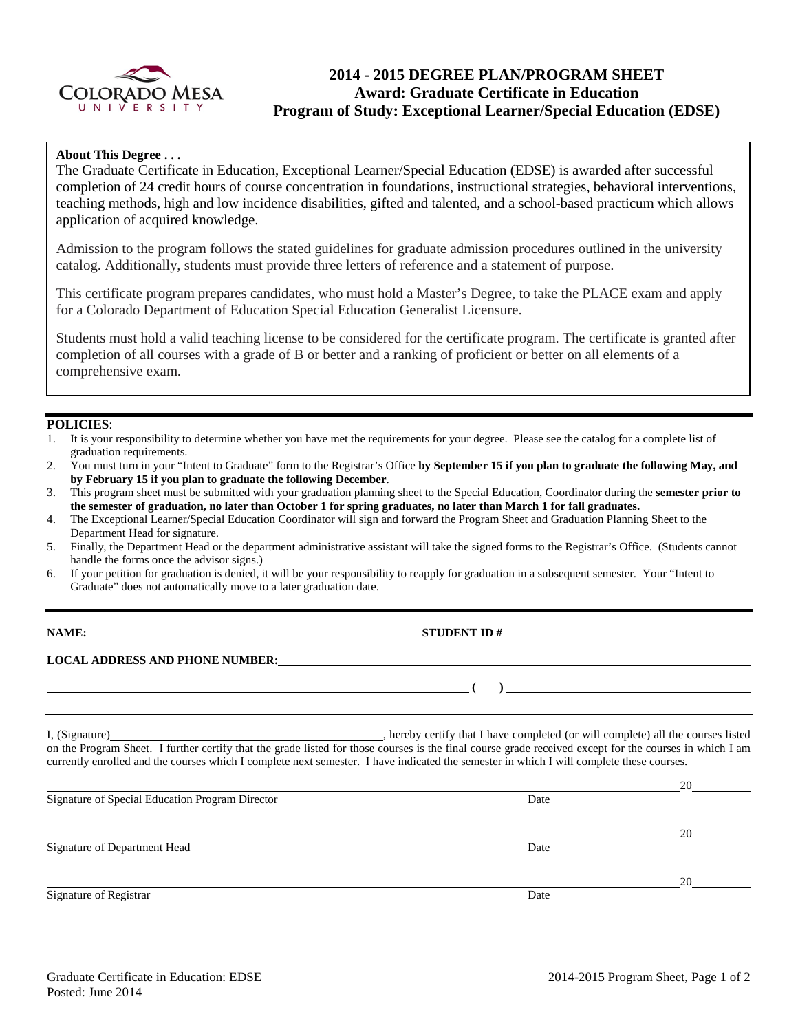# 2014 - 2015 DEGREE PLAN/PROGRAM SHEET
## Award: Graduate Certificate in Education
## Program of Study: Exceptional Learner/Special Education (EDSE)

**About This Degree . . .**

The Graduate Certificate in Education, Exceptional Learner/Special Education (EDSE) is awarded after successful completion of 24 credit hours of course concentration in foundations, instructional strategies, behavioral interventions, teaching methods, high and low incidence disabilities, gifted and talented, and a school-based practicum which allows application of acquired knowledge.

Admission to the program follows the stated guidelines for graduate admission procedures outlined in the university catalog. Additionally, students must provide three letters of reference and a statement of purpose.

This certificate program prepares candidates, who must hold a Master's Degree, to take the PLACE exam and apply for a Colorado Department of Education Special Education Generalist Licensure.

Students must hold a valid teaching license to be considered for the certificate program. The certificate is granted after completion of all courses with a grade of B or better and a ranking of proficient or better on all elements of a comprehensive exam.

**POLICIES**:

1. It is your responsibility to determine whether you have met the requirements for your degree. Please see the catalog for a complete list of graduation requirements.
2. You must turn in your "Intent to Graduate" form to the Registrar's Office **by September 15 if you plan to graduate the following May, and by February 15 if you plan to graduate the following December**.
3. This program sheet must be submitted with your graduation planning sheet to the Special Education, Coordinator during the **semester prior to the semester of graduation, no later than October 1 for spring graduates, no later than March 1 for fall graduates.**
4. The Exceptional Learner/Special Education Coordinator will sign and forward the Program Sheet and Graduation Planning Sheet to the Department Head for signature.
5. Finally, the Department Head or the department administrative assistant will take the signed forms to the Registrar's Office. (Students cannot handle the forms once the advisor signs.)
6. If your petition for graduation is denied, it will be your responsibility to reapply for graduation in a subsequent semester. Your "Intent to Graduate" does not automatically move to a later graduation date.

**NAME:** ______________________ **STUDENT ID #** ______________________

**LOCAL ADDRESS AND PHONE NUMBER:** ______________________

______________________ **(     )** ______________________

I, (Signature) ______________________, hereby certify that I have completed (or will complete) all the courses listed on the Program Sheet. I further certify that the grade listed for those courses is the final course grade received except for the courses in which I am currently enrolled and the courses which I complete next semester. I have indicated the semester in which I will complete these courses.

______________________ 20______
Signature of Special Education Program Director                Date

______________________ 20______
Signature of Department Head                Date

______________________ 20______
Signature of Registrar                Date

Graduate Certificate in Education: EDSE
Posted: June 2014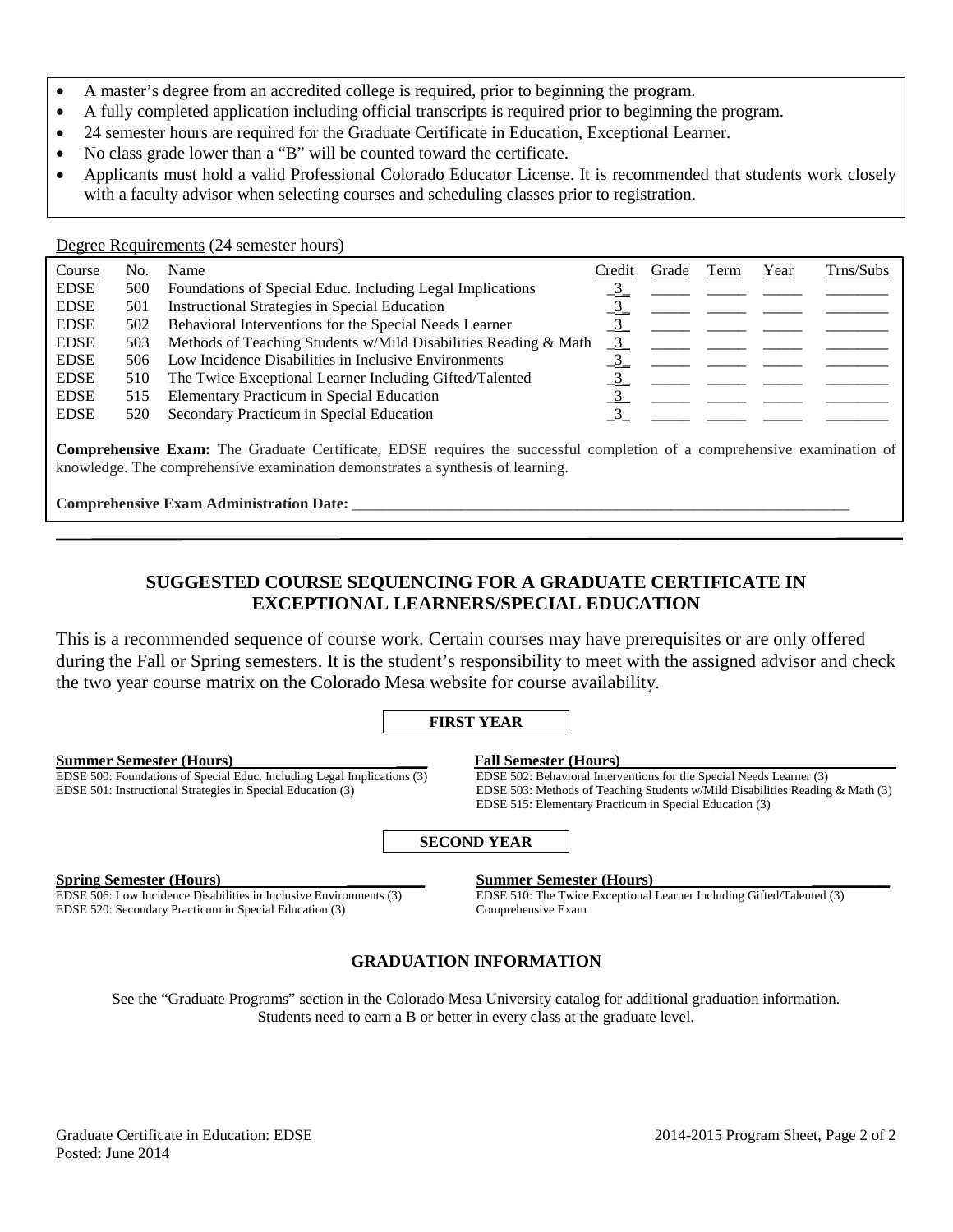- A master's degree from an accredited college is required, prior to beginning the program.
- A fully completed application including official transcripts is required prior to beginning the program.
- 24 semester hours are required for the Graduate Certificate in Education, Exceptional Learner.
- No class grade lower than a "B" will be counted toward the certificate.
- Applicants must hold a valid Professional Colorado Educator License. It is recommended that students work closely with a faculty advisor when selecting courses and scheduling classes prior to registration.

Degree Requirements (24 semester hours)

| Course | No. | Name | Credit | Grade | Term | Year | Trns/Subs |
|---|---|---|---|---|---|---|---|
| EDSE | 500 | Foundations of Special Educ. Including Legal Implications | 3 | | | | |
| EDSE | 501 | Instructional Strategies in Special Education | 3 | | | | |
| EDSE | 502 | Behavioral Interventions for the Special Needs Learner | 3 | | | | |
| EDSE | 503 | Methods of Teaching Students w/Mild Disabilities Reading & Math | 3 | | | | |
| EDSE | 506 | Low Incidence Disabilities in Inclusive Environments | 3 | | | | |
| EDSE | 510 | The Twice Exceptional Learner Including Gifted/Talented | 3 | | | | |
| EDSE | 515 | Elementary Practicum in Special Education | 3 | | | | |
| EDSE | 520 | Secondary Practicum in Special Education | 3 | | | | |

**Comprehensive Exam:** The Graduate Certificate, EDSE requires the successful completion of a comprehensive examination of knowledge. The comprehensive examination demonstrates a synthesis of learning.

**Comprehensive Exam Administration Date:** ______________________________

## SUGGESTED COURSE SEQUENCING FOR A GRADUATE CERTIFICATE IN EXCEPTIONAL LEARNERS/SPECIAL EDUCATION

This is a recommended sequence of course work. Certain courses may have prerequisites or are only offered during the Fall or Spring semesters. It is the student's responsibility to meet with the assigned advisor and check the two year course matrix on the Colorado Mesa website for course availability.

### FIRST YEAR

**Summer Semester (Hours)**

EDSE 500: Foundations of Special Educ. Including Legal Implications (3)
EDSE 501: Instructional Strategies in Special Education (3)

**Fall Semester (Hours)**

EDSE 502: Behavioral Interventions for the Special Needs Learner (3)
EDSE 503: Methods of Teaching Students w/Mild Disabilities Reading & Math (3)
EDSE 515: Elementary Practicum in Special Education (3)

### SECOND YEAR

**Spring Semester (Hours)**

EDSE 506: Low Incidence Disabilities in Inclusive Environments (3)
EDSE 520: Secondary Practicum in Special Education (3)

**Summer Semester (Hours)**

EDSE 510: The Twice Exceptional Learner Including Gifted/Talented (3)
Comprehensive Exam

## GRADUATION INFORMATION

See the "Graduate Programs" section in the Colorado Mesa University catalog for additional graduation information. Students need to earn a B or better in every class at the graduate level.